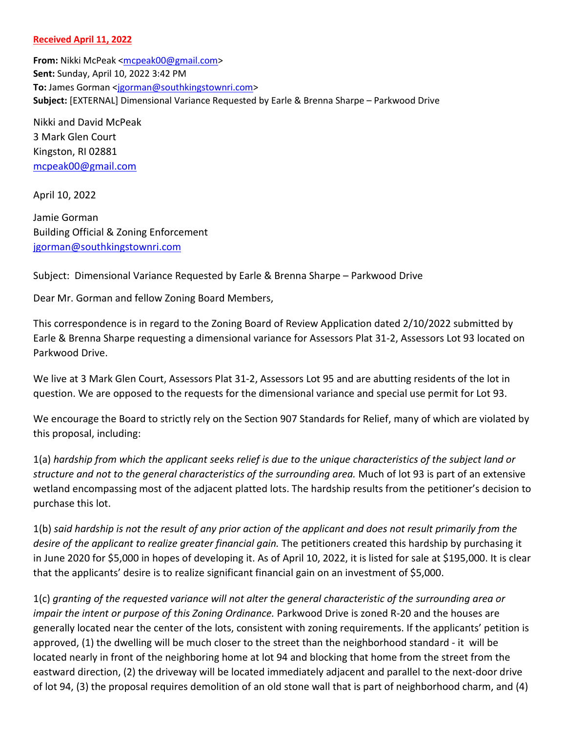**Received April 11, 2022**

**From:** Nikki McPeak <mcpeak00@gmail.com>
**Sent:** Sunday, April 10, 2022 3:42 PM
**To:** James Gorman <jgorman@southkingstownri.com>
**Subject:** [EXTERNAL] Dimensional Variance Requested by Earle & Brenna Sharpe – Parkwood Drive

Nikki and David McPeak
3 Mark Glen Court
Kingston, RI 02881
mcpeak00@gmail.com

April 10, 2022

Jamie Gorman
Building Official & Zoning Enforcement
jgorman@southkingstownri.com

Subject: Dimensional Variance Requested by Earle & Brenna Sharpe – Parkwood Drive

Dear Mr. Gorman and fellow Zoning Board Members,

This correspondence is in regard to the Zoning Board of Review Application dated 2/10/2022 submitted by Earle & Brenna Sharpe requesting a dimensional variance for Assessors Plat 31-2, Assessors Lot 93 located on Parkwood Drive.

We live at 3 Mark Glen Court, Assessors Plat 31-2, Assessors Lot 95 and are abutting residents of the lot in question. We are opposed to the requests for the dimensional variance and special use permit for Lot 93.

We encourage the Board to strictly rely on the Section 907 Standards for Relief, many of which are violated by this proposal, including:

1(a) *hardship from which the applicant seeks relief is due to the unique characteristics of the subject land or structure and not to the general characteristics of the surrounding area.* Much of lot 93 is part of an extensive wetland encompassing most of the adjacent platted lots. The hardship results from the petitioner's decision to purchase this lot.

1(b) *said hardship is not the result of any prior action of the applicant and does not result primarily from the desire of the applicant to realize greater financial gain.* The petitioners created this hardship by purchasing it in June 2020 for $5,000 in hopes of developing it. As of April 10, 2022, it is listed for sale at $195,000. It is clear that the applicants' desire is to realize significant financial gain on an investment of $5,000.

1(c) *granting of the requested variance will not alter the general characteristic of the surrounding area or impair the intent or purpose of this Zoning Ordinance.* Parkwood Drive is zoned R-20 and the houses are generally located near the center of the lots, consistent with zoning requirements. If the applicants' petition is approved, (1) the dwelling will be much closer to the street than the neighborhood standard - it will be located nearly in front of the neighboring home at lot 94 and blocking that home from the street from the eastward direction, (2) the driveway will be located immediately adjacent and parallel to the next-door drive of lot 94, (3) the proposal requires demolition of an old stone wall that is part of neighborhood charm, and (4)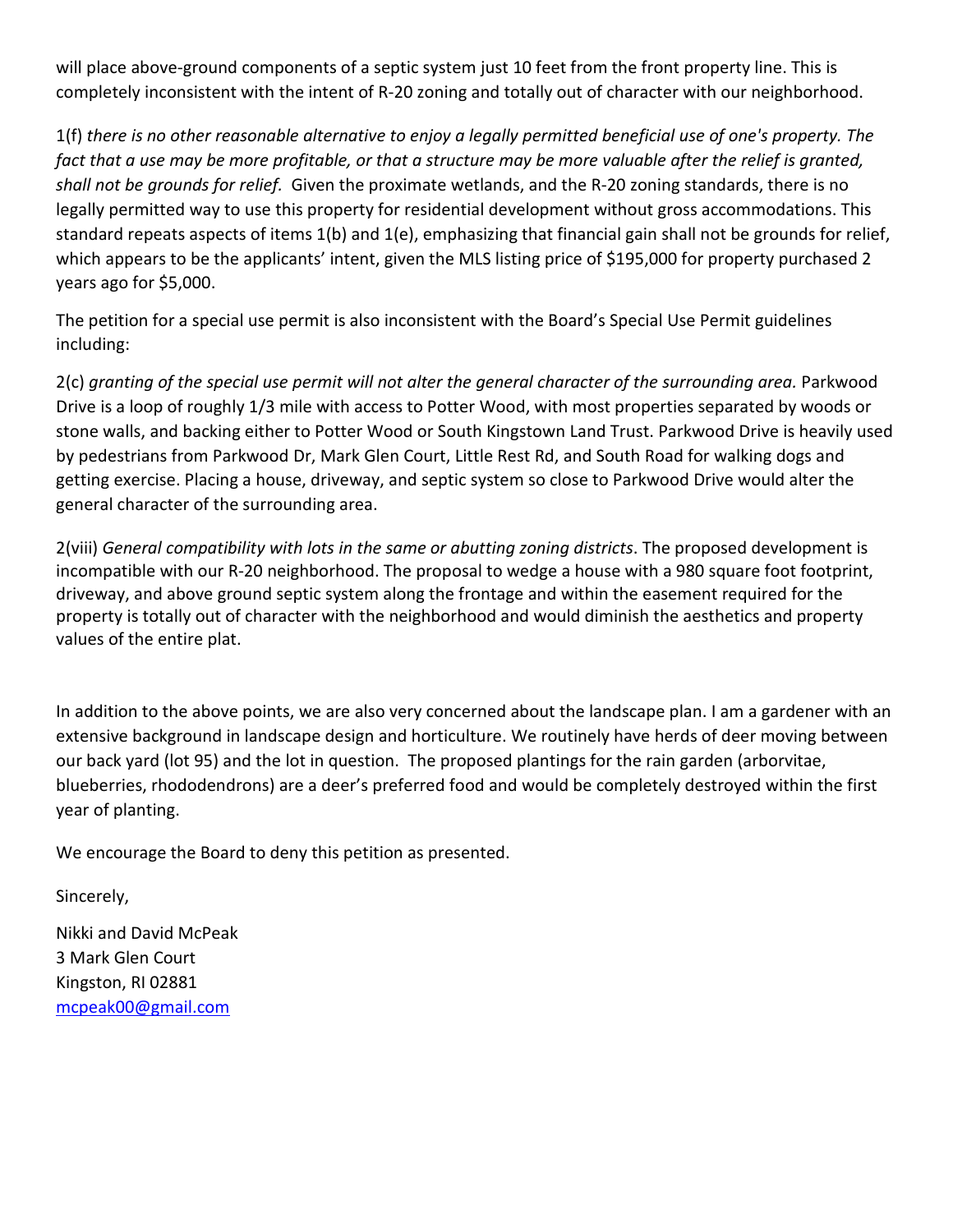will place above-ground components of a septic system just 10 feet from the front property line. This is completely inconsistent with the intent of R-20 zoning and totally out of character with our neighborhood.

1(f) *there is no other reasonable alternative to enjoy a legally permitted beneficial use of one's property. The fact that a use may be more profitable, or that a structure may be more valuable after the relief is granted, shall not be grounds for relief.* Given the proximate wetlands, and the R-20 zoning standards, there is no legally permitted way to use this property for residential development without gross accommodations. This standard repeats aspects of items 1(b) and 1(e), emphasizing that financial gain shall not be grounds for relief, which appears to be the applicants' intent, given the MLS listing price of $195,000 for property purchased 2 years ago for $5,000.

The petition for a special use permit is also inconsistent with the Board's Special Use Permit guidelines including:

2(c) *granting of the special use permit will not alter the general character of the surrounding area.* Parkwood Drive is a loop of roughly 1/3 mile with access to Potter Wood, with most properties separated by woods or stone walls, and backing either to Potter Wood or South Kingstown Land Trust. Parkwood Drive is heavily used by pedestrians from Parkwood Dr, Mark Glen Court, Little Rest Rd, and South Road for walking dogs and getting exercise. Placing a house, driveway, and septic system so close to Parkwood Drive would alter the general character of the surrounding area.

2(viii) *General compatibility with lots in the same or abutting zoning districts*. The proposed development is incompatible with our R-20 neighborhood. The proposal to wedge a house with a 980 square foot footprint, driveway, and above ground septic system along the frontage and within the easement required for the property is totally out of character with the neighborhood and would diminish the aesthetics and property values of the entire plat.

In addition to the above points, we are also very concerned about the landscape plan. I am a gardener with an extensive background in landscape design and horticulture. We routinely have herds of deer moving between our back yard (lot 95) and the lot in question. The proposed plantings for the rain garden (arborvitae, blueberries, rhododendrons) are a deer's preferred food and would be completely destroyed within the first year of planting.

We encourage the Board to deny this petition as presented.

Sincerely,

Nikki and David McPeak  
3 Mark Glen Court  
Kingston, RI 02881  
mcpeak00@gmail.com